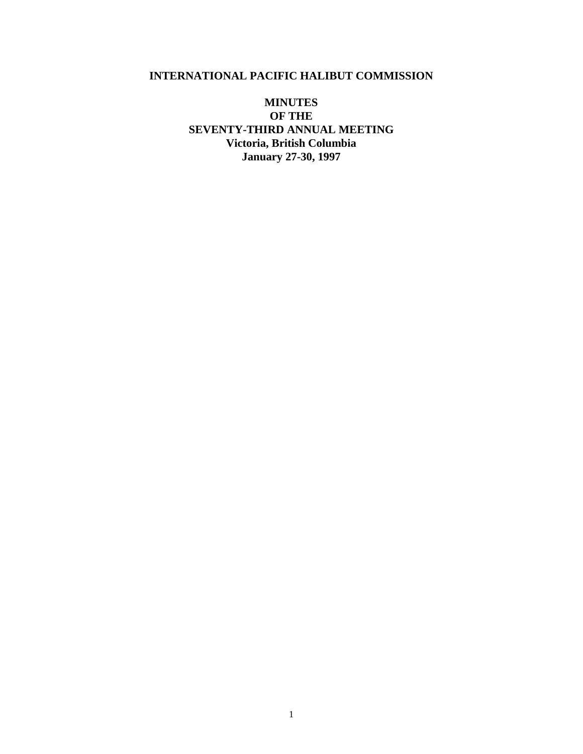# INTERNATIONAL PACIFIC HALIBUT COMMISSION

## MINUTES
## OF THE
## SEVENTY-THIRD ANNUAL MEETING

**Victoria, British Columbia**
**January 27-30, 1997**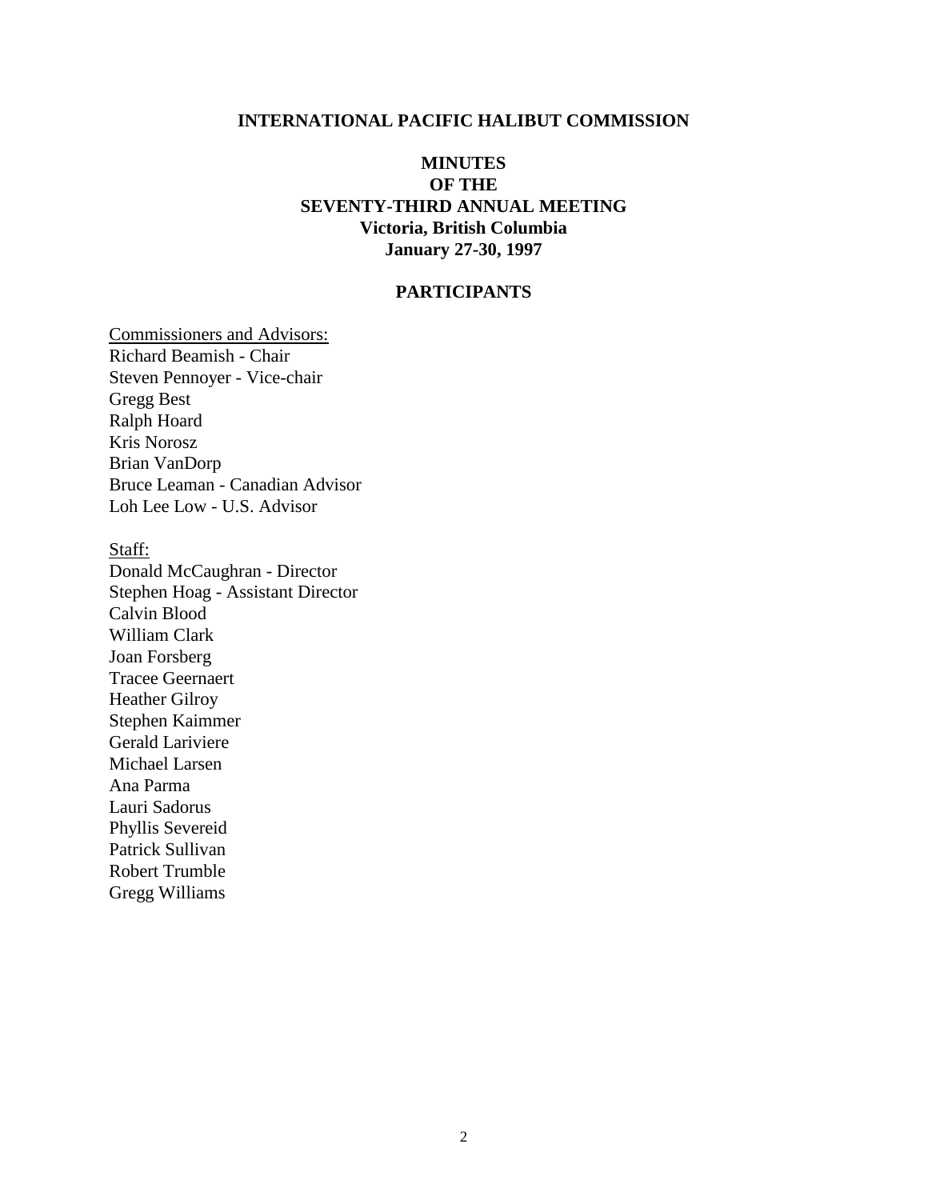**INTERNATIONAL PACIFIC HALIBUT COMMISSION**

# MINUTES OF THE SEVENTY-THIRD ANNUAL MEETING

**Victoria, British Columbia**
**January 27-30, 1997**

## PARTICIPANTS

Commissioners and Advisors:

Richard Beamish - Chair
Steven Pennoyer - Vice-chair
Gregg Best
Ralph Hoard
Kris Norosz
Brian VanDorp
Bruce Leaman - Canadian Advisor
Loh Lee Low - U.S. Advisor

Staff:

Donald McCaughran - Director
Stephen Hoag - Assistant Director
Calvin Blood
William Clark
Joan Forsberg
Tracee Geernaert
Heather Gilroy
Stephen Kaimmer
Gerald Lariviere
Michael Larsen
Ana Parma
Lauri Sadorus
Phyllis Severeid
Patrick Sullivan
Robert Trumble
Gregg Williams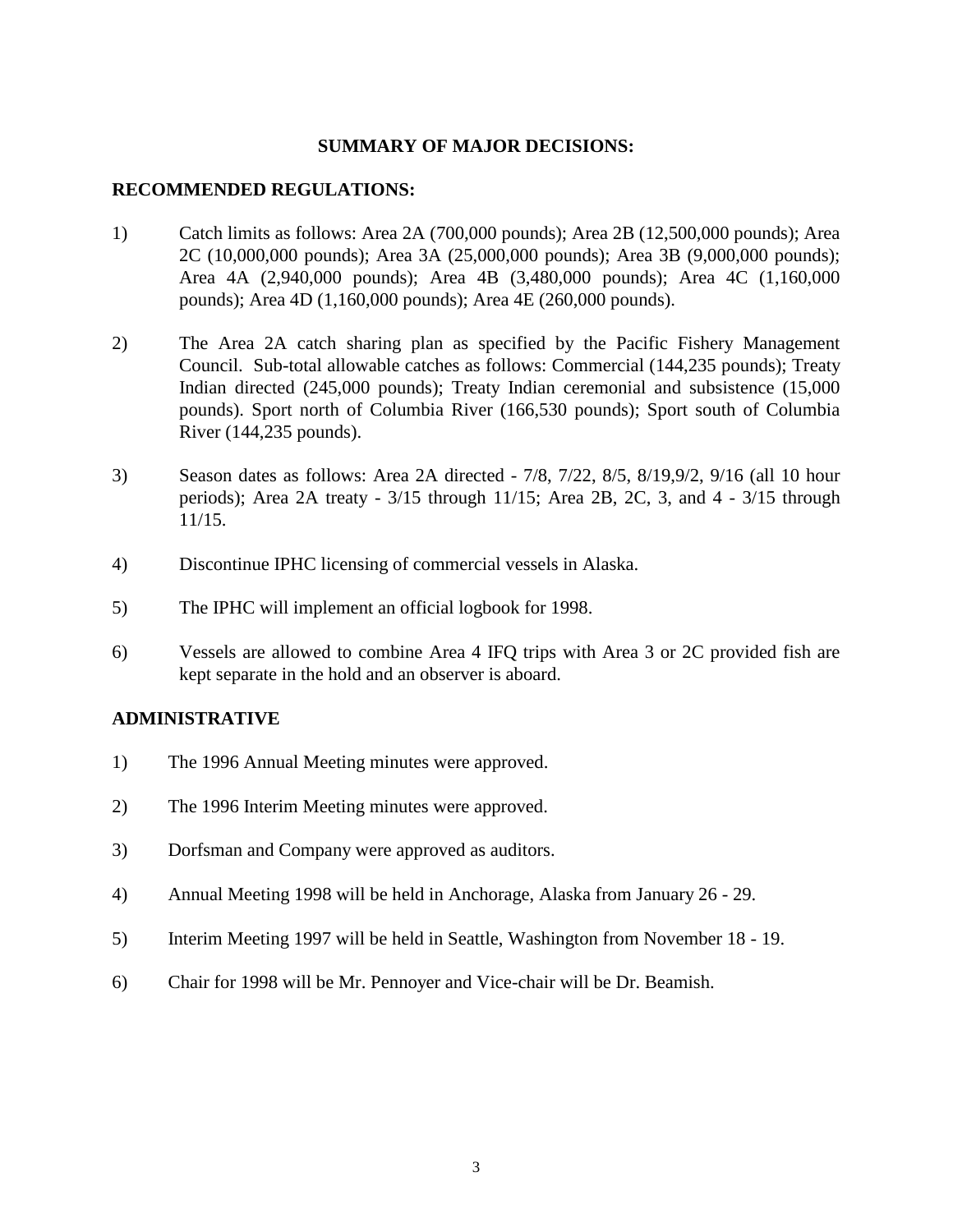## SUMMARY OF MAJOR DECISIONS:

### RECOMMENDED REGULATIONS:

1) Catch limits as follows: Area 2A (700,000 pounds); Area 2B (12,500,000 pounds); Area 2C (10,000,000 pounds); Area 3A (25,000,000 pounds); Area 3B (9,000,000 pounds); Area 4A (2,940,000 pounds); Area 4B (3,480,000 pounds); Area 4C (1,160,000 pounds); Area 4D (1,160,000 pounds); Area 4E (260,000 pounds).

2) The Area 2A catch sharing plan as specified by the Pacific Fishery Management Council. Sub-total allowable catches as follows: Commercial (144,235 pounds); Treaty Indian directed (245,000 pounds); Treaty Indian ceremonial and subsistence (15,000 pounds). Sport north of Columbia River (166,530 pounds); Sport south of Columbia River (144,235 pounds).

3) Season dates as follows: Area 2A directed - 7/8, 7/22, 8/5, 8/19,9/2, 9/16 (all 10 hour periods); Area 2A treaty - 3/15 through 11/15; Area 2B, 2C, 3, and 4 - 3/15 through 11/15.

4) Discontinue IPHC licensing of commercial vessels in Alaska.

5) The IPHC will implement an official logbook for 1998.

6) Vessels are allowed to combine Area 4 IFQ trips with Area 3 or 2C provided fish are kept separate in the hold and an observer is aboard.

### ADMINISTRATIVE

1) The 1996 Annual Meeting minutes were approved.

2) The 1996 Interim Meeting minutes were approved.

3) Dorfsman and Company were approved as auditors.

4) Annual Meeting 1998 will be held in Anchorage, Alaska from January 26 - 29.

5) Interim Meeting 1997 will be held in Seattle, Washington from November 18 - 19.

6) Chair for 1998 will be Mr. Pennoyer and Vice-chair will be Dr. Beamish.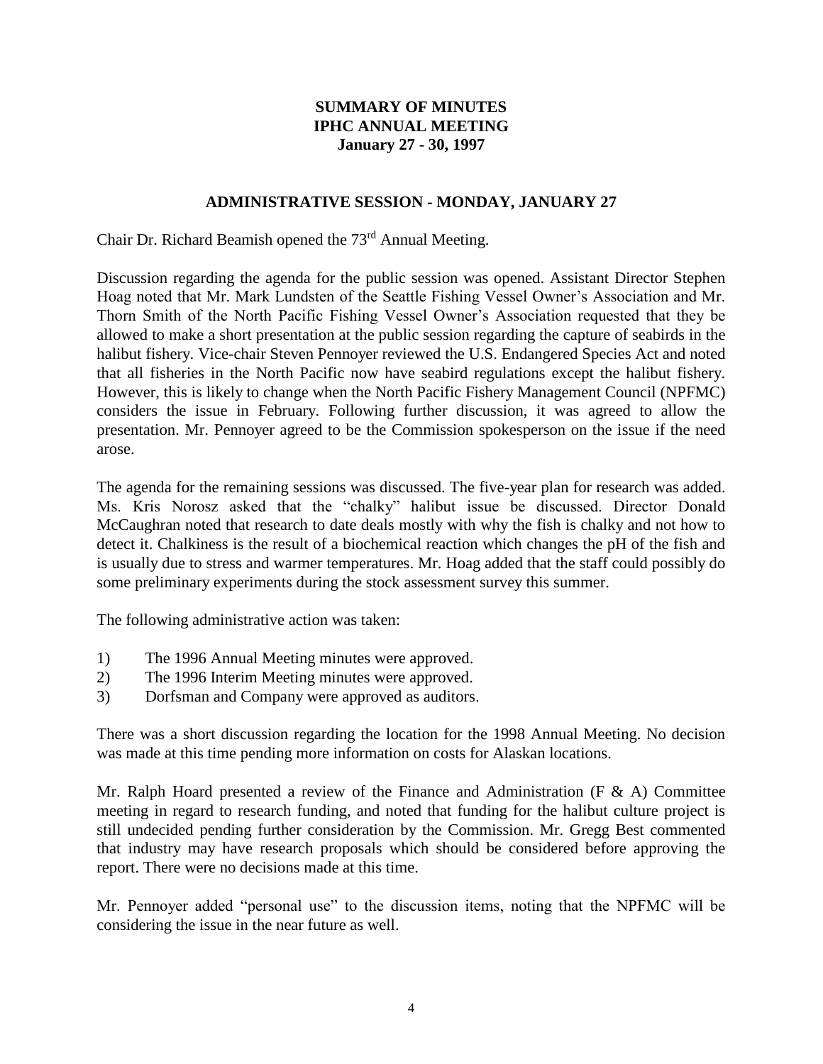# SUMMARY OF MINUTES
# IPHC ANNUAL MEETING
# January 27 - 30, 1997

## ADMINISTRATIVE SESSION - MONDAY, JANUARY 27

Chair Dr. Richard Beamish opened the 73rd Annual Meeting.

Discussion regarding the agenda for the public session was opened. Assistant Director Stephen Hoag noted that Mr. Mark Lundsten of the Seattle Fishing Vessel Owner's Association and Mr. Thorn Smith of the North Pacific Fishing Vessel Owner's Association requested that they be allowed to make a short presentation at the public session regarding the capture of seabirds in the halibut fishery. Vice-chair Steven Pennoyer reviewed the U.S. Endangered Species Act and noted that all fisheries in the North Pacific now have seabird regulations except the halibut fishery. However, this is likely to change when the North Pacific Fishery Management Council (NPFMC) considers the issue in February. Following further discussion, it was agreed to allow the presentation. Mr. Pennoyer agreed to be the Commission spokesperson on the issue if the need arose.

The agenda for the remaining sessions was discussed. The five-year plan for research was added. Ms. Kris Norosz asked that the "chalky" halibut issue be discussed. Director Donald McCaughran noted that research to date deals mostly with why the fish is chalky and not how to detect it. Chalkiness is the result of a biochemical reaction which changes the pH of the fish and is usually due to stress and warmer temperatures. Mr. Hoag added that the staff could possibly do some preliminary experiments during the stock assessment survey this summer.

The following administrative action was taken:

1) The 1996 Annual Meeting minutes were approved.
2) The 1996 Interim Meeting minutes were approved.
3) Dorfsman and Company were approved as auditors.

There was a short discussion regarding the location for the 1998 Annual Meeting. No decision was made at this time pending more information on costs for Alaskan locations.

Mr. Ralph Hoard presented a review of the Finance and Administration (F & A) Committee meeting in regard to research funding, and noted that funding for the halibut culture project is still undecided pending further consideration by the Commission. Mr. Gregg Best commented that industry may have research proposals which should be considered before approving the report. There were no decisions made at this time.

Mr. Pennoyer added "personal use" to the discussion items, noting that the NPFMC will be considering the issue in the near future as well.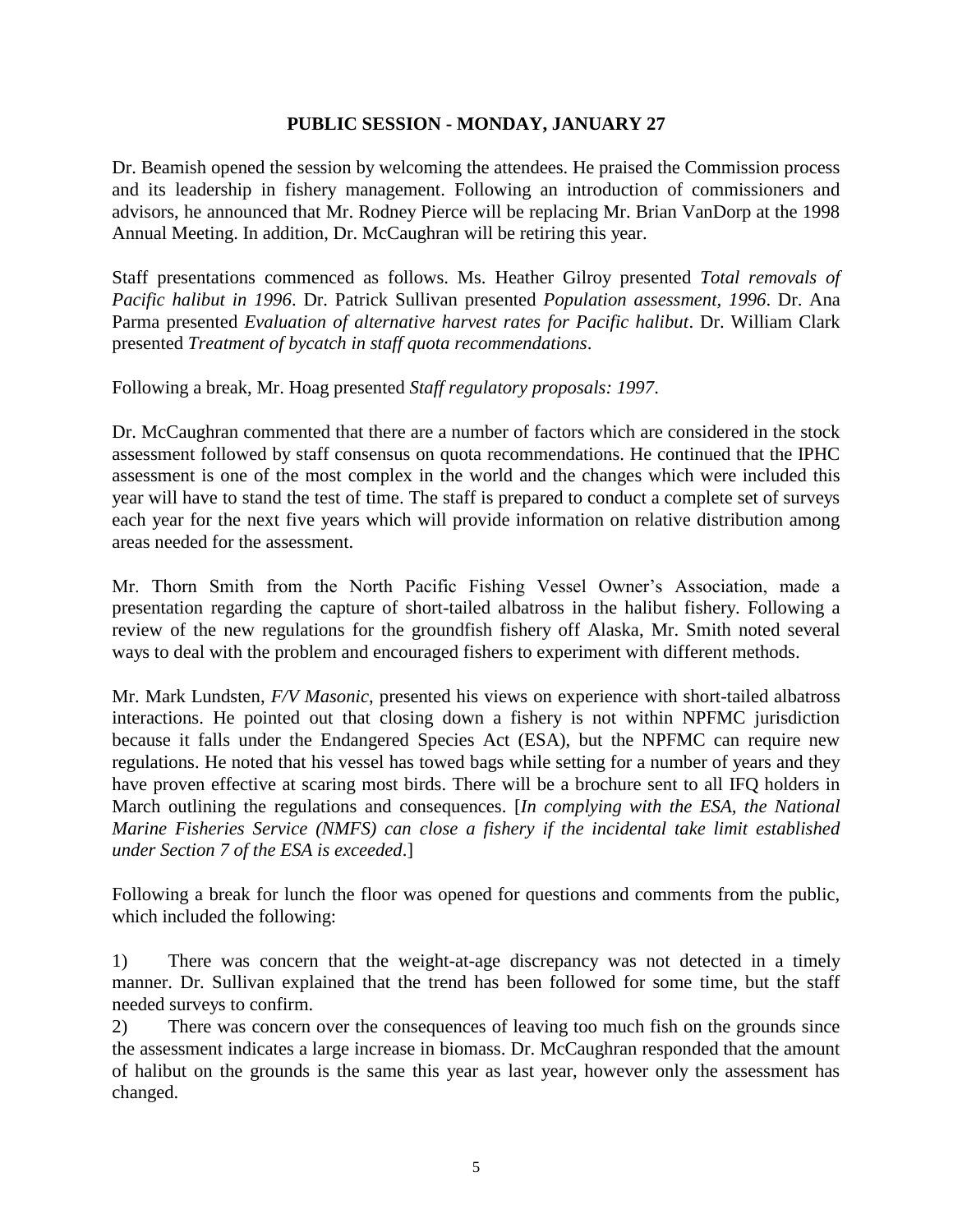## PUBLIC SESSION - MONDAY, JANUARY 27

Dr. Beamish opened the session by welcoming the attendees. He praised the Commission process and its leadership in fishery management. Following an introduction of commissioners and advisors, he announced that Mr. Rodney Pierce will be replacing Mr. Brian VanDorp at the 1998 Annual Meeting. In addition, Dr. McCaughran will be retiring this year.

Staff presentations commenced as follows. Ms. Heather Gilroy presented *Total removals of Pacific halibut in 1996*. Dr. Patrick Sullivan presented *Population assessment, 1996*. Dr. Ana Parma presented *Evaluation of alternative harvest rates for Pacific halibut*. Dr. William Clark presented *Treatment of bycatch in staff quota recommendations*.

Following a break, Mr. Hoag presented *Staff regulatory proposals: 1997*.

Dr. McCaughran commented that there are a number of factors which are considered in the stock assessment followed by staff consensus on quota recommendations. He continued that the IPHC assessment is one of the most complex in the world and the changes which were included this year will have to stand the test of time. The staff is prepared to conduct a complete set of surveys each year for the next five years which will provide information on relative distribution among areas needed for the assessment.

Mr. Thorn Smith from the North Pacific Fishing Vessel Owner's Association, made a presentation regarding the capture of short-tailed albatross in the halibut fishery. Following a review of the new regulations for the groundfish fishery off Alaska, Mr. Smith noted several ways to deal with the problem and encouraged fishers to experiment with different methods.

Mr. Mark Lundsten, *F/V Masonic*, presented his views on experience with short-tailed albatross interactions. He pointed out that closing down a fishery is not within NPFMC jurisdiction because it falls under the Endangered Species Act (ESA), but the NPFMC can require new regulations. He noted that his vessel has towed bags while setting for a number of years and they have proven effective at scaring most birds. There will be a brochure sent to all IFQ holders in March outlining the regulations and consequences. [*In complying with the ESA, the National Marine Fisheries Service (NMFS) can close a fishery if the incidental take limit established under Section 7 of the ESA is exceeded*.]

Following a break for lunch the floor was opened for questions and comments from the public, which included the following:

1) There was concern that the weight-at-age discrepancy was not detected in a timely manner. Dr. Sullivan explained that the trend has been followed for some time, but the staff needed surveys to confirm.

2) There was concern over the consequences of leaving too much fish on the grounds since the assessment indicates a large increase in biomass. Dr. McCaughran responded that the amount of halibut on the grounds is the same this year as last year, however only the assessment has changed.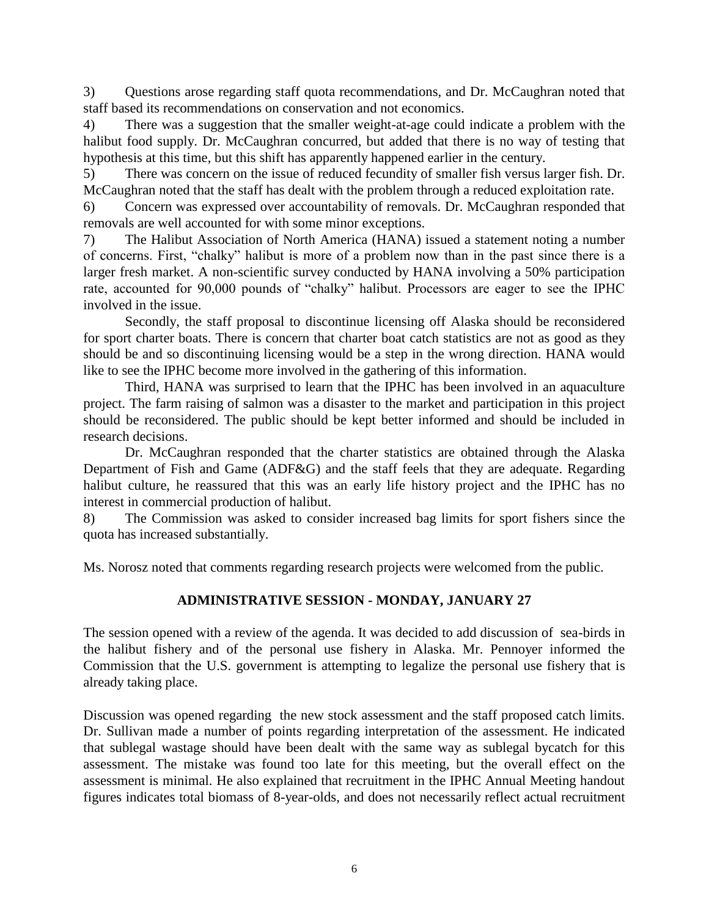3) Questions arose regarding staff quota recommendations, and Dr. McCaughran noted that staff based its recommendations on conservation and not economics.

4) There was a suggestion that the smaller weight-at-age could indicate a problem with the halibut food supply. Dr. McCaughran concurred, but added that there is no way of testing that hypothesis at this time, but this shift has apparently happened earlier in the century.

5) There was concern on the issue of reduced fecundity of smaller fish versus larger fish. Dr. McCaughran noted that the staff has dealt with the problem through a reduced exploitation rate.

6) Concern was expressed over accountability of removals. Dr. McCaughran responded that removals are well accounted for with some minor exceptions.

7) The Halibut Association of North America (HANA) issued a statement noting a number of concerns. First, "chalky" halibut is more of a problem now than in the past since there is a larger fresh market. A non-scientific survey conducted by HANA involving a 50% participation rate, accounted for 90,000 pounds of "chalky" halibut. Processors are eager to see the IPHC involved in the issue.

Secondly, the staff proposal to discontinue licensing off Alaska should be reconsidered for sport charter boats. There is concern that charter boat catch statistics are not as good as they should be and so discontinuing licensing would be a step in the wrong direction. HANA would like to see the IPHC become more involved in the gathering of this information.

Third, HANA was surprised to learn that the IPHC has been involved in an aquaculture project. The farm raising of salmon was a disaster to the market and participation in this project should be reconsidered. The public should be kept better informed and should be included in research decisions.

Dr. McCaughran responded that the charter statistics are obtained through the Alaska Department of Fish and Game (ADF&G) and the staff feels that they are adequate. Regarding halibut culture, he reassured that this was an early life history project and the IPHC has no interest in commercial production of halibut.

8) The Commission was asked to consider increased bag limits for sport fishers since the quota has increased substantially.

Ms. Norosz noted that comments regarding research projects were welcomed from the public.

## ADMINISTRATIVE SESSION - MONDAY, JANUARY 27

The session opened with a review of the agenda. It was decided to add discussion of sea-birds in the halibut fishery and of the personal use fishery in Alaska. Mr. Pennoyer informed the Commission that the U.S. government is attempting to legalize the personal use fishery that is already taking place.

Discussion was opened regarding the new stock assessment and the staff proposed catch limits. Dr. Sullivan made a number of points regarding interpretation of the assessment. He indicated that sublegal wastage should have been dealt with the same way as sublegal bycatch for this assessment. The mistake was found too late for this meeting, but the overall effect on the assessment is minimal. He also explained that recruitment in the IPHC Annual Meeting handout figures indicates total biomass of 8-year-olds, and does not necessarily reflect actual recruitment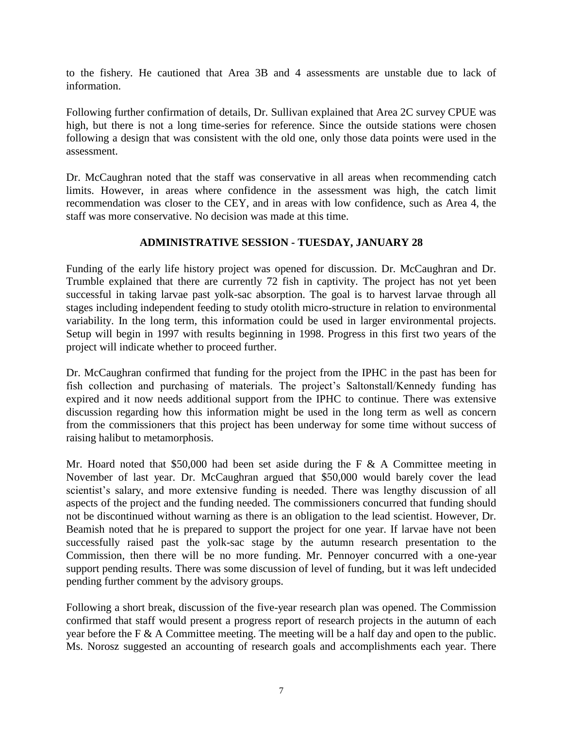to the fishery. He cautioned that Area 3B and 4 assessments are unstable due to lack of information.

Following further confirmation of details, Dr. Sullivan explained that Area 2C survey CPUE was high, but there is not a long time-series for reference. Since the outside stations were chosen following a design that was consistent with the old one, only those data points were used in the assessment.

Dr. McCaughran noted that the staff was conservative in all areas when recommending catch limits. However, in areas where confidence in the assessment was high, the catch limit recommendation was closer to the CEY, and in areas with low confidence, such as Area 4, the staff was more conservative. No decision was made at this time.

## ADMINISTRATIVE SESSION - TUESDAY, JANUARY 28

Funding of the early life history project was opened for discussion. Dr. McCaughran and Dr. Trumble explained that there are currently 72 fish in captivity. The project has not yet been successful in taking larvae past yolk-sac absorption. The goal is to harvest larvae through all stages including independent feeding to study otolith micro-structure in relation to environmental variability. In the long term, this information could be used in larger environmental projects. Setup will begin in 1997 with results beginning in 1998. Progress in this first two years of the project will indicate whether to proceed further.

Dr. McCaughran confirmed that funding for the project from the IPHC in the past has been for fish collection and purchasing of materials. The project's Saltonstall/Kennedy funding has expired and it now needs additional support from the IPHC to continue. There was extensive discussion regarding how this information might be used in the long term as well as concern from the commissioners that this project has been underway for some time without success of raising halibut to metamorphosis.

Mr. Hoard noted that $50,000 had been set aside during the F & A Committee meeting in November of last year. Dr. McCaughran argued that $50,000 would barely cover the lead scientist's salary, and more extensive funding is needed. There was lengthy discussion of all aspects of the project and the funding needed. The commissioners concurred that funding should not be discontinued without warning as there is an obligation to the lead scientist. However, Dr. Beamish noted that he is prepared to support the project for one year. If larvae have not been successfully raised past the yolk-sac stage by the autumn research presentation to the Commission, then there will be no more funding. Mr. Pennoyer concurred with a one-year support pending results. There was some discussion of level of funding, but it was left undecided pending further comment by the advisory groups.

Following a short break, discussion of the five-year research plan was opened. The Commission confirmed that staff would present a progress report of research projects in the autumn of each year before the F & A Committee meeting. The meeting will be a half day and open to the public. Ms. Norosz suggested an accounting of research goals and accomplishments each year. There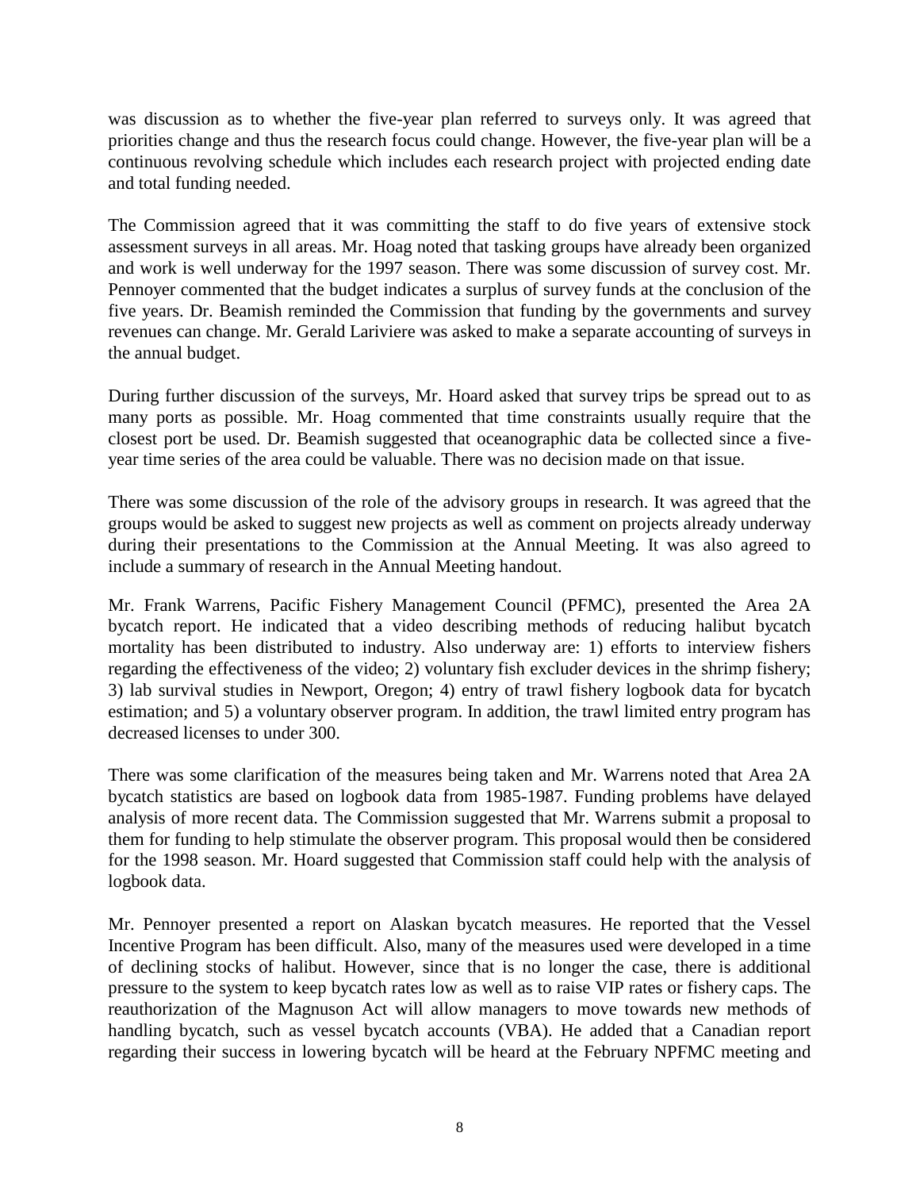was discussion as to whether the five-year plan referred to surveys only. It was agreed that priorities change and thus the research focus could change. However, the five-year plan will be a continuous revolving schedule which includes each research project with projected ending date and total funding needed.

The Commission agreed that it was committing the staff to do five years of extensive stock assessment surveys in all areas. Mr. Hoag noted that tasking groups have already been organized and work is well underway for the 1997 season. There was some discussion of survey cost. Mr. Pennoyer commented that the budget indicates a surplus of survey funds at the conclusion of the five years. Dr. Beamish reminded the Commission that funding by the governments and survey revenues can change. Mr. Gerald Lariviere was asked to make a separate accounting of surveys in the annual budget.

During further discussion of the surveys, Mr. Hoard asked that survey trips be spread out to as many ports as possible. Mr. Hoag commented that time constraints usually require that the closest port be used. Dr. Beamish suggested that oceanographic data be collected since a five-year time series of the area could be valuable. There was no decision made on that issue.

There was some discussion of the role of the advisory groups in research. It was agreed that the groups would be asked to suggest new projects as well as comment on projects already underway during their presentations to the Commission at the Annual Meeting. It was also agreed to include a summary of research in the Annual Meeting handout.

Mr. Frank Warrens, Pacific Fishery Management Council (PFMC), presented the Area 2A bycatch report. He indicated that a video describing methods of reducing halibut bycatch mortality has been distributed to industry. Also underway are: 1) efforts to interview fishers regarding the effectiveness of the video; 2) voluntary fish excluder devices in the shrimp fishery; 3) lab survival studies in Newport, Oregon; 4) entry of trawl fishery logbook data for bycatch estimation; and 5) a voluntary observer program. In addition, the trawl limited entry program has decreased licenses to under 300.

There was some clarification of the measures being taken and Mr. Warrens noted that Area 2A bycatch statistics are based on logbook data from 1985-1987. Funding problems have delayed analysis of more recent data. The Commission suggested that Mr. Warrens submit a proposal to them for funding to help stimulate the observer program. This proposal would then be considered for the 1998 season. Mr. Hoard suggested that Commission staff could help with the analysis of logbook data.

Mr. Pennoyer presented a report on Alaskan bycatch measures. He reported that the Vessel Incentive Program has been difficult. Also, many of the measures used were developed in a time of declining stocks of halibut. However, since that is no longer the case, there is additional pressure to the system to keep bycatch rates low as well as to raise VIP rates or fishery caps. The reauthorization of the Magnuson Act will allow managers to move towards new methods of handling bycatch, such as vessel bycatch accounts (VBA). He added that a Canadian report regarding their success in lowering bycatch will be heard at the February NPFMC meeting and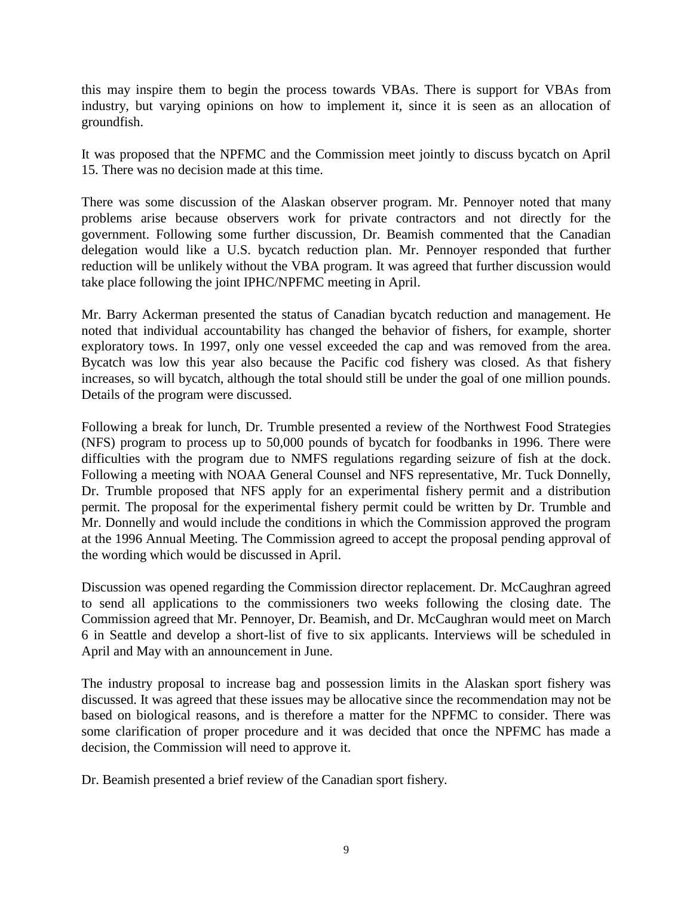this may inspire them to begin the process towards VBAs. There is support for VBAs from industry, but varying opinions on how to implement it, since it is seen as an allocation of groundfish.

It was proposed that the NPFMC and the Commission meet jointly to discuss bycatch on April 15. There was no decision made at this time.

There was some discussion of the Alaskan observer program. Mr. Pennoyer noted that many problems arise because observers work for private contractors and not directly for the government. Following some further discussion, Dr. Beamish commented that the Canadian delegation would like a U.S. bycatch reduction plan. Mr. Pennoyer responded that further reduction will be unlikely without the VBA program. It was agreed that further discussion would take place following the joint IPHC/NPFMC meeting in April.

Mr. Barry Ackerman presented the status of Canadian bycatch reduction and management. He noted that individual accountability has changed the behavior of fishers, for example, shorter exploratory tows. In 1997, only one vessel exceeded the cap and was removed from the area. Bycatch was low this year also because the Pacific cod fishery was closed. As that fishery increases, so will bycatch, although the total should still be under the goal of one million pounds. Details of the program were discussed.

Following a break for lunch, Dr. Trumble presented a review of the Northwest Food Strategies (NFS) program to process up to 50,000 pounds of bycatch for foodbanks in 1996. There were difficulties with the program due to NMFS regulations regarding seizure of fish at the dock. Following a meeting with NOAA General Counsel and NFS representative, Mr. Tuck Donnelly, Dr. Trumble proposed that NFS apply for an experimental fishery permit and a distribution permit. The proposal for the experimental fishery permit could be written by Dr. Trumble and Mr. Donnelly and would include the conditions in which the Commission approved the program at the 1996 Annual Meeting. The Commission agreed to accept the proposal pending approval of the wording which would be discussed in April.

Discussion was opened regarding the Commission director replacement. Dr. McCaughran agreed to send all applications to the commissioners two weeks following the closing date. The Commission agreed that Mr. Pennoyer, Dr. Beamish, and Dr. McCaughran would meet on March 6 in Seattle and develop a short-list of five to six applicants. Interviews will be scheduled in April and May with an announcement in June.

The industry proposal to increase bag and possession limits in the Alaskan sport fishery was discussed. It was agreed that these issues may be allocative since the recommendation may not be based on biological reasons, and is therefore a matter for the NPFMC to consider. There was some clarification of proper procedure and it was decided that once the NPFMC has made a decision, the Commission will need to approve it.

Dr. Beamish presented a brief review of the Canadian sport fishery.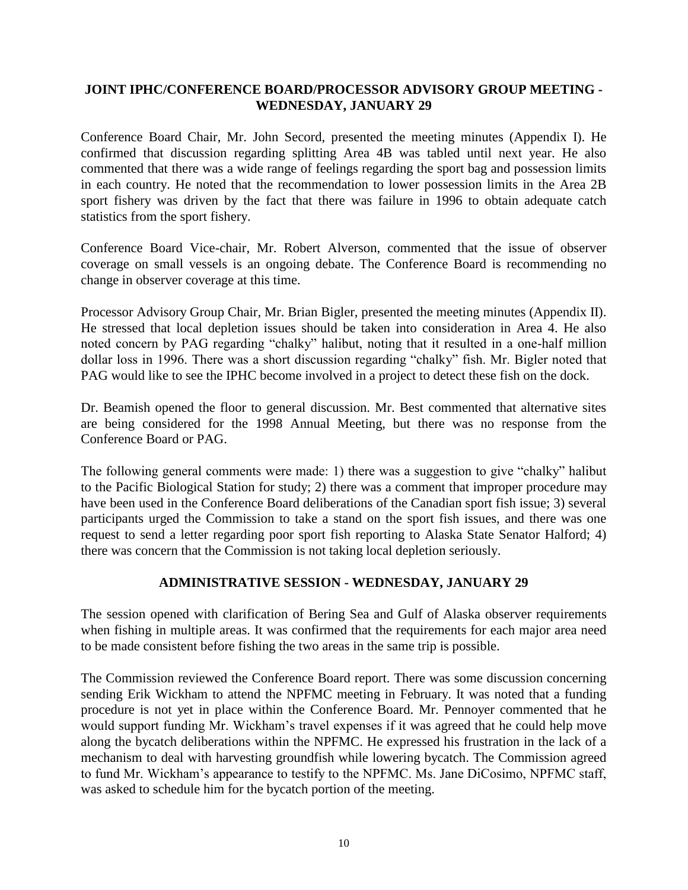## JOINT IPHC/CONFERENCE BOARD/PROCESSOR ADVISORY GROUP MEETING - WEDNESDAY, JANUARY 29

Conference Board Chair, Mr. John Secord, presented the meeting minutes (Appendix I). He confirmed that discussion regarding splitting Area 4B was tabled until next year. He also commented that there was a wide range of feelings regarding the sport bag and possession limits in each country. He noted that the recommendation to lower possession limits in the Area 2B sport fishery was driven by the fact that there was failure in 1996 to obtain adequate catch statistics from the sport fishery.

Conference Board Vice-chair, Mr. Robert Alverson, commented that the issue of observer coverage on small vessels is an ongoing debate. The Conference Board is recommending no change in observer coverage at this time.

Processor Advisory Group Chair, Mr. Brian Bigler, presented the meeting minutes (Appendix II). He stressed that local depletion issues should be taken into consideration in Area 4. He also noted concern by PAG regarding "chalky" halibut, noting that it resulted in a one-half million dollar loss in 1996. There was a short discussion regarding "chalky" fish. Mr. Bigler noted that PAG would like to see the IPHC become involved in a project to detect these fish on the dock.

Dr. Beamish opened the floor to general discussion. Mr. Best commented that alternative sites are being considered for the 1998 Annual Meeting, but there was no response from the Conference Board or PAG.

The following general comments were made: 1) there was a suggestion to give "chalky" halibut to the Pacific Biological Station for study; 2) there was a comment that improper procedure may have been used in the Conference Board deliberations of the Canadian sport fish issue; 3) several participants urged the Commission to take a stand on the sport fish issues, and there was one request to send a letter regarding poor sport fish reporting to Alaska State Senator Halford; 4) there was concern that the Commission is not taking local depletion seriously.

## ADMINISTRATIVE SESSION - WEDNESDAY, JANUARY 29

The session opened with clarification of Bering Sea and Gulf of Alaska observer requirements when fishing in multiple areas. It was confirmed that the requirements for each major area need to be made consistent before fishing the two areas in the same trip is possible.

The Commission reviewed the Conference Board report. There was some discussion concerning sending Erik Wickham to attend the NPFMC meeting in February. It was noted that a funding procedure is not yet in place within the Conference Board. Mr. Pennoyer commented that he would support funding Mr. Wickham's travel expenses if it was agreed that he could help move along the bycatch deliberations within the NPFMC. He expressed his frustration in the lack of a mechanism to deal with harvesting groundfish while lowering bycatch. The Commission agreed to fund Mr. Wickham's appearance to testify to the NPFMC. Ms. Jane DiCosimo, NPFMC staff, was asked to schedule him for the bycatch portion of the meeting.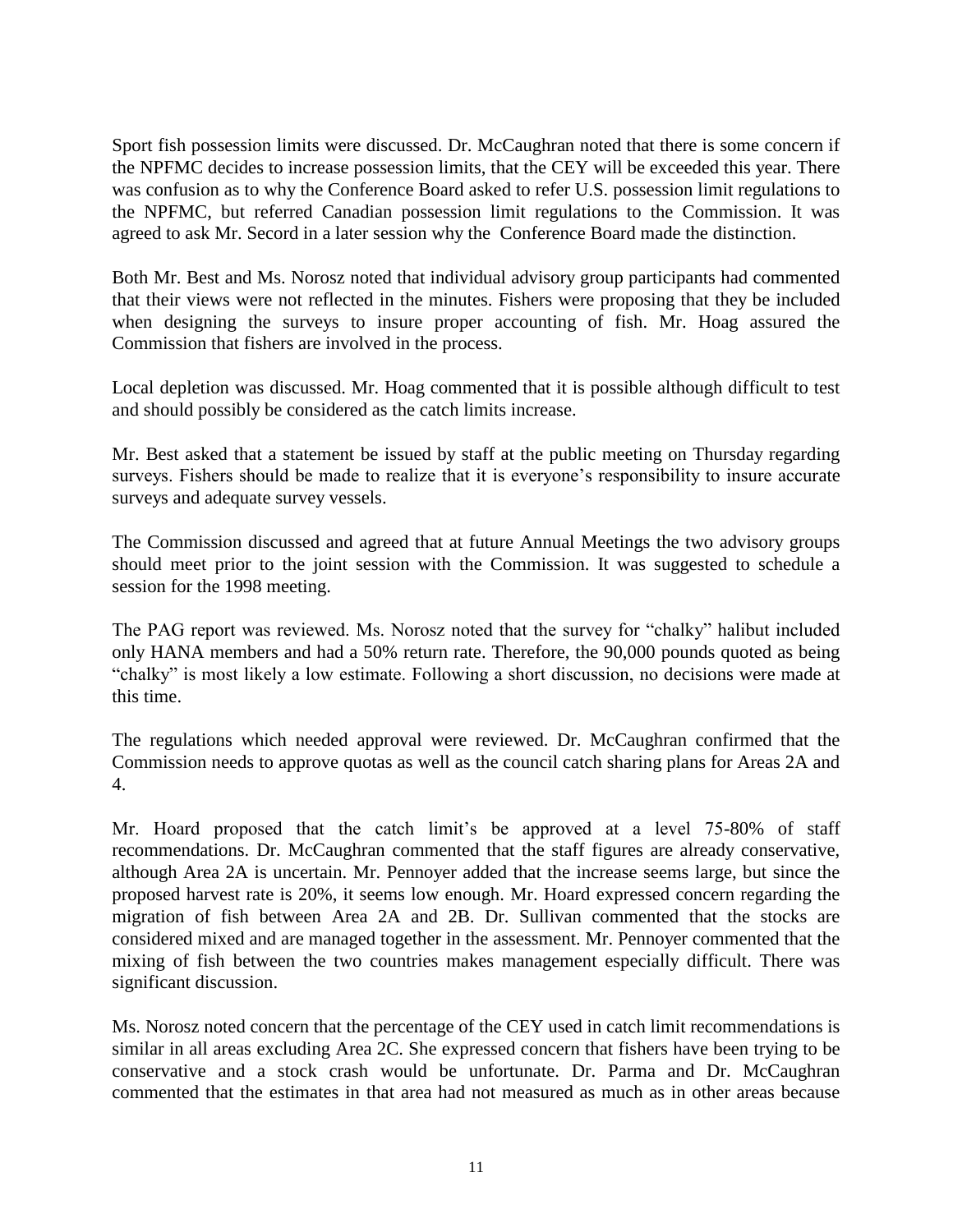Sport fish possession limits were discussed. Dr. McCaughran noted that there is some concern if the NPFMC decides to increase possession limits, that the CEY will be exceeded this year. There was confusion as to why the Conference Board asked to refer U.S. possession limit regulations to the NPFMC, but referred Canadian possession limit regulations to the Commission. It was agreed to ask Mr. Secord in a later session why the Conference Board made the distinction.

Both Mr. Best and Ms. Norosz noted that individual advisory group participants had commented that their views were not reflected in the minutes. Fishers were proposing that they be included when designing the surveys to insure proper accounting of fish. Mr. Hoag assured the Commission that fishers are involved in the process.

Local depletion was discussed. Mr. Hoag commented that it is possible although difficult to test and should possibly be considered as the catch limits increase.

Mr. Best asked that a statement be issued by staff at the public meeting on Thursday regarding surveys. Fishers should be made to realize that it is everyone's responsibility to insure accurate surveys and adequate survey vessels.

The Commission discussed and agreed that at future Annual Meetings the two advisory groups should meet prior to the joint session with the Commission. It was suggested to schedule a session for the 1998 meeting.

The PAG report was reviewed. Ms. Norosz noted that the survey for "chalky" halibut included only HANA members and had a 50% return rate. Therefore, the 90,000 pounds quoted as being "chalky" is most likely a low estimate. Following a short discussion, no decisions were made at this time.

The regulations which needed approval were reviewed. Dr. McCaughran confirmed that the Commission needs to approve quotas as well as the council catch sharing plans for Areas 2A and 4.

Mr. Hoard proposed that the catch limit's be approved at a level 75-80% of staff recommendations. Dr. McCaughran commented that the staff figures are already conservative, although Area 2A is uncertain. Mr. Pennoyer added that the increase seems large, but since the proposed harvest rate is 20%, it seems low enough. Mr. Hoard expressed concern regarding the migration of fish between Area 2A and 2B. Dr. Sullivan commented that the stocks are considered mixed and are managed together in the assessment. Mr. Pennoyer commented that the mixing of fish between the two countries makes management especially difficult. There was significant discussion.

Ms. Norosz noted concern that the percentage of the CEY used in catch limit recommendations is similar in all areas excluding Area 2C. She expressed concern that fishers have been trying to be conservative and a stock crash would be unfortunate. Dr. Parma and Dr. McCaughran commented that the estimates in that area had not measured as much as in other areas because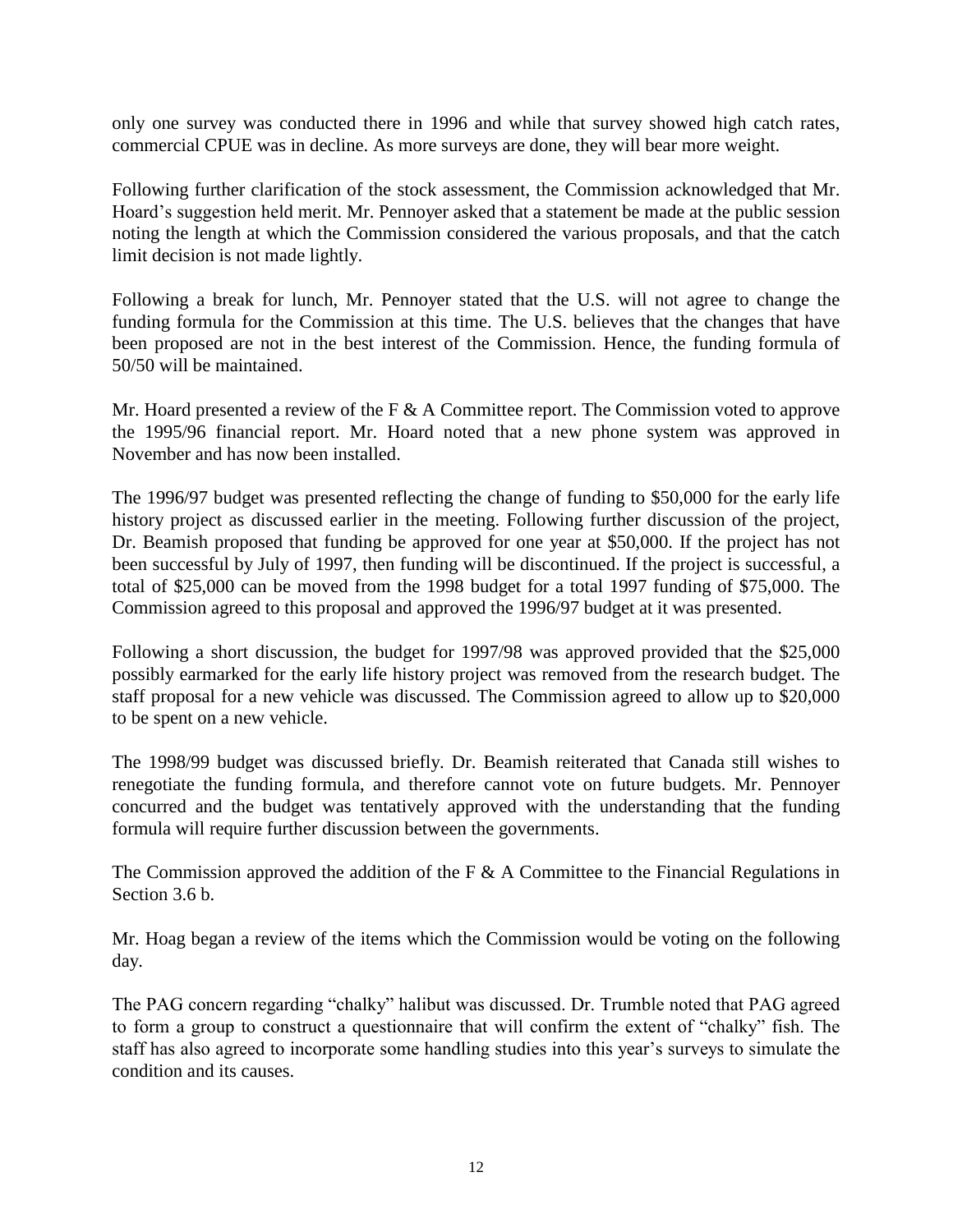only one survey was conducted there in 1996 and while that survey showed high catch rates, commercial CPUE was in decline. As more surveys are done, they will bear more weight.

Following further clarification of the stock assessment, the Commission acknowledged that Mr. Hoard's suggestion held merit. Mr. Pennoyer asked that a statement be made at the public session noting the length at which the Commission considered the various proposals, and that the catch limit decision is not made lightly.

Following a break for lunch, Mr. Pennoyer stated that the U.S. will not agree to change the funding formula for the Commission at this time. The U.S. believes that the changes that have been proposed are not in the best interest of the Commission. Hence, the funding formula of 50/50 will be maintained.

Mr. Hoard presented a review of the F & A Committee report. The Commission voted to approve the 1995/96 financial report. Mr. Hoard noted that a new phone system was approved in November and has now been installed.

The 1996/97 budget was presented reflecting the change of funding to $50,000 for the early life history project as discussed earlier in the meeting. Following further discussion of the project, Dr. Beamish proposed that funding be approved for one year at $50,000. If the project has not been successful by July of 1997, then funding will be discontinued. If the project is successful, a total of $25,000 can be moved from the 1998 budget for a total 1997 funding of $75,000. The Commission agreed to this proposal and approved the 1996/97 budget at it was presented.

Following a short discussion, the budget for 1997/98 was approved provided that the $25,000 possibly earmarked for the early life history project was removed from the research budget. The staff proposal for a new vehicle was discussed. The Commission agreed to allow up to $20,000 to be spent on a new vehicle.

The 1998/99 budget was discussed briefly. Dr. Beamish reiterated that Canada still wishes to renegotiate the funding formula, and therefore cannot vote on future budgets. Mr. Pennoyer concurred and the budget was tentatively approved with the understanding that the funding formula will require further discussion between the governments.

The Commission approved the addition of the F & A Committee to the Financial Regulations in Section 3.6 b.

Mr. Hoag began a review of the items which the Commission would be voting on the following day.

The PAG concern regarding "chalky" halibut was discussed. Dr. Trumble noted that PAG agreed to form a group to construct a questionnaire that will confirm the extent of "chalky" fish. The staff has also agreed to incorporate some handling studies into this year's surveys to simulate the condition and its causes.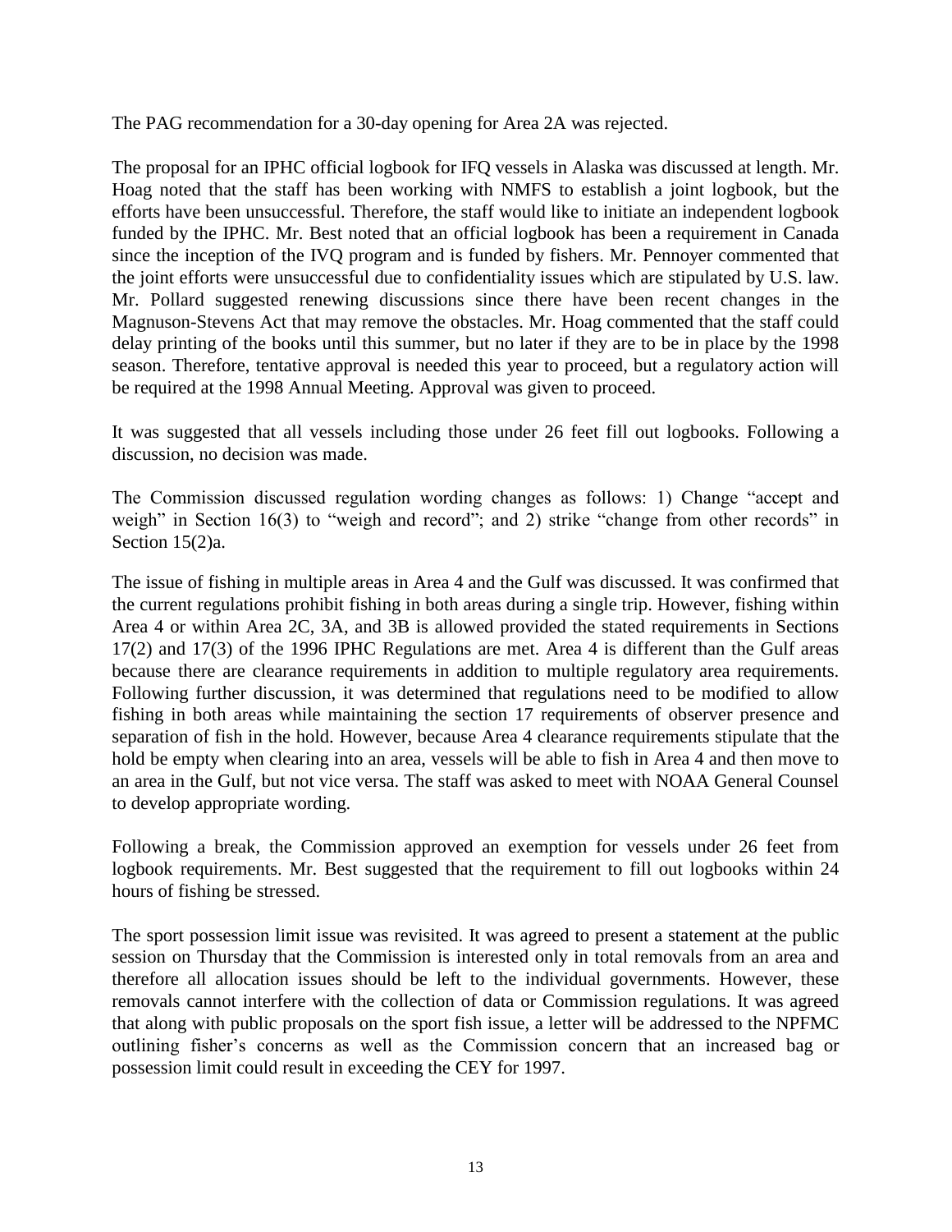The PAG recommendation for a 30-day opening for Area 2A was rejected.

The proposal for an IPHC official logbook for IFQ vessels in Alaska was discussed at length. Mr. Hoag noted that the staff has been working with NMFS to establish a joint logbook, but the efforts have been unsuccessful. Therefore, the staff would like to initiate an independent logbook funded by the IPHC. Mr. Best noted that an official logbook has been a requirement in Canada since the inception of the IVQ program and is funded by fishers. Mr. Pennoyer commented that the joint efforts were unsuccessful due to confidentiality issues which are stipulated by U.S. law. Mr. Pollard suggested renewing discussions since there have been recent changes in the Magnuson-Stevens Act that may remove the obstacles. Mr. Hoag commented that the staff could delay printing of the books until this summer, but no later if they are to be in place by the 1998 season. Therefore, tentative approval is needed this year to proceed, but a regulatory action will be required at the 1998 Annual Meeting. Approval was given to proceed.

It was suggested that all vessels including those under 26 feet fill out logbooks. Following a discussion, no decision was made.

The Commission discussed regulation wording changes as follows: 1) Change "accept and weigh" in Section 16(3) to "weigh and record"; and 2) strike "change from other records" in Section 15(2)a.

The issue of fishing in multiple areas in Area 4 and the Gulf was discussed. It was confirmed that the current regulations prohibit fishing in both areas during a single trip. However, fishing within Area 4 or within Area 2C, 3A, and 3B is allowed provided the stated requirements in Sections 17(2) and 17(3) of the 1996 IPHC Regulations are met. Area 4 is different than the Gulf areas because there are clearance requirements in addition to multiple regulatory area requirements. Following further discussion, it was determined that regulations need to be modified to allow fishing in both areas while maintaining the section 17 requirements of observer presence and separation of fish in the hold. However, because Area 4 clearance requirements stipulate that the hold be empty when clearing into an area, vessels will be able to fish in Area 4 and then move to an area in the Gulf, but not vice versa. The staff was asked to meet with NOAA General Counsel to develop appropriate wording.

Following a break, the Commission approved an exemption for vessels under 26 feet from logbook requirements. Mr. Best suggested that the requirement to fill out logbooks within 24 hours of fishing be stressed.

The sport possession limit issue was revisited. It was agreed to present a statement at the public session on Thursday that the Commission is interested only in total removals from an area and therefore all allocation issues should be left to the individual governments. However, these removals cannot interfere with the collection of data or Commission regulations. It was agreed that along with public proposals on the sport fish issue, a letter will be addressed to the NPFMC outlining fisher's concerns as well as the Commission concern that an increased bag or possession limit could result in exceeding the CEY for 1997.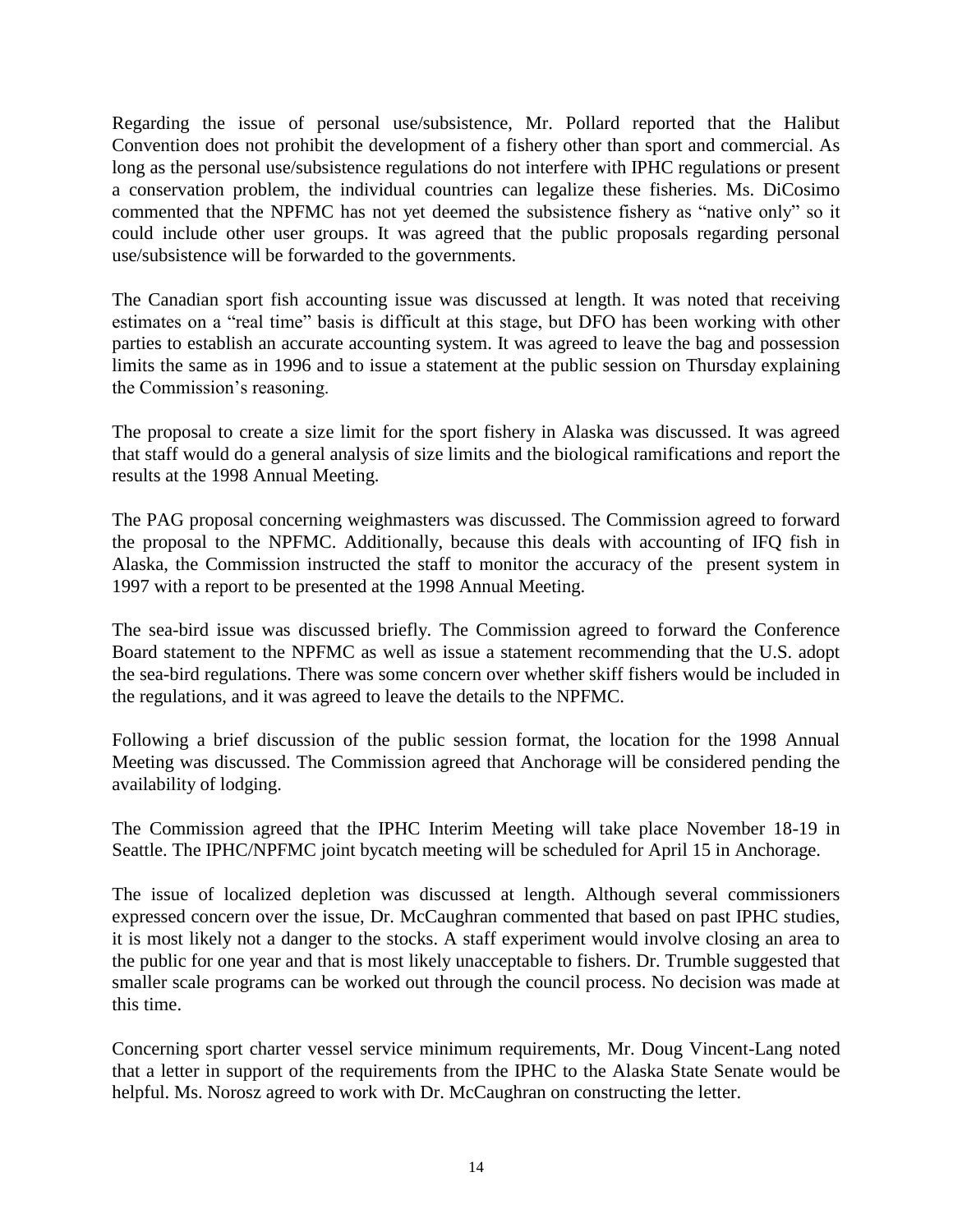Regarding the issue of personal use/subsistence, Mr. Pollard reported that the Halibut Convention does not prohibit the development of a fishery other than sport and commercial. As long as the personal use/subsistence regulations do not interfere with IPHC regulations or present a conservation problem, the individual countries can legalize these fisheries. Ms. DiCosimo commented that the NPFMC has not yet deemed the subsistence fishery as "native only" so it could include other user groups. It was agreed that the public proposals regarding personal use/subsistence will be forwarded to the governments.

The Canadian sport fish accounting issue was discussed at length. It was noted that receiving estimates on a "real time" basis is difficult at this stage, but DFO has been working with other parties to establish an accurate accounting system. It was agreed to leave the bag and possession limits the same as in 1996 and to issue a statement at the public session on Thursday explaining the Commission's reasoning.

The proposal to create a size limit for the sport fishery in Alaska was discussed. It was agreed that staff would do a general analysis of size limits and the biological ramifications and report the results at the 1998 Annual Meeting.

The PAG proposal concerning weighmasters was discussed. The Commission agreed to forward the proposal to the NPFMC. Additionally, because this deals with accounting of IFQ fish in Alaska, the Commission instructed the staff to monitor the accuracy of the present system in 1997 with a report to be presented at the 1998 Annual Meeting.

The sea-bird issue was discussed briefly. The Commission agreed to forward the Conference Board statement to the NPFMC as well as issue a statement recommending that the U.S. adopt the sea-bird regulations. There was some concern over whether skiff fishers would be included in the regulations, and it was agreed to leave the details to the NPFMC.

Following a brief discussion of the public session format, the location for the 1998 Annual Meeting was discussed. The Commission agreed that Anchorage will be considered pending the availability of lodging.

The Commission agreed that the IPHC Interim Meeting will take place November 18-19 in Seattle. The IPHC/NPFMC joint bycatch meeting will be scheduled for April 15 in Anchorage.

The issue of localized depletion was discussed at length. Although several commissioners expressed concern over the issue, Dr. McCaughran commented that based on past IPHC studies, it is most likely not a danger to the stocks. A staff experiment would involve closing an area to the public for one year and that is most likely unacceptable to fishers. Dr. Trumble suggested that smaller scale programs can be worked out through the council process. No decision was made at this time.

Concerning sport charter vessel service minimum requirements, Mr. Doug Vincent-Lang noted that a letter in support of the requirements from the IPHC to the Alaska State Senate would be helpful. Ms. Norosz agreed to work with Dr. McCaughran on constructing the letter.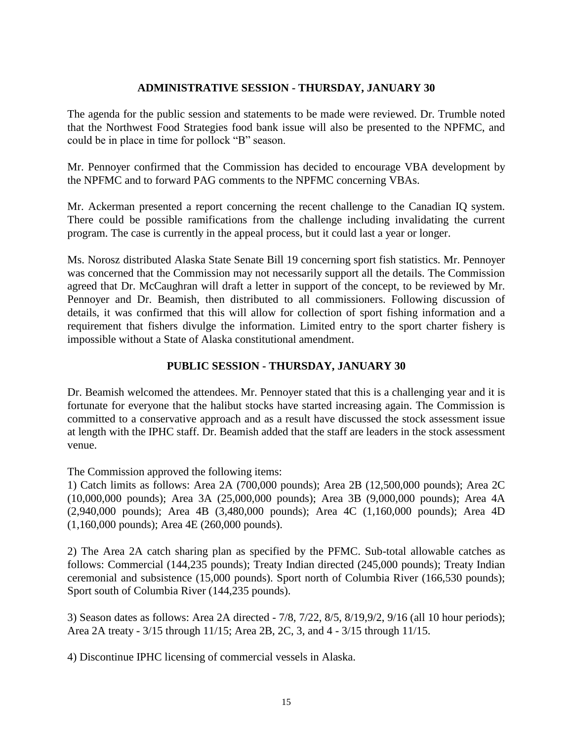## ADMINISTRATIVE SESSION - THURSDAY, JANUARY 30

The agenda for the public session and statements to be made were reviewed. Dr. Trumble noted that the Northwest Food Strategies food bank issue will also be presented to the NPFMC, and could be in place in time for pollock "B" season.

Mr. Pennoyer confirmed that the Commission has decided to encourage VBA development by the NPFMC and to forward PAG comments to the NPFMC concerning VBAs.

Mr. Ackerman presented a report concerning the recent challenge to the Canadian IQ system. There could be possible ramifications from the challenge including invalidating the current program. The case is currently in the appeal process, but it could last a year or longer.

Ms. Norosz distributed Alaska State Senate Bill 19 concerning sport fish statistics. Mr. Pennoyer was concerned that the Commission may not necessarily support all the details. The Commission agreed that Dr. McCaughran will draft a letter in support of the concept, to be reviewed by Mr. Pennoyer and Dr. Beamish, then distributed to all commissioners. Following discussion of details, it was confirmed that this will allow for collection of sport fishing information and a requirement that fishers divulge the information. Limited entry to the sport charter fishery is impossible without a State of Alaska constitutional amendment.

## PUBLIC SESSION - THURSDAY, JANUARY 30

Dr. Beamish welcomed the attendees. Mr. Pennoyer stated that this is a challenging year and it is fortunate for everyone that the halibut stocks have started increasing again. The Commission is committed to a conservative approach and as a result have discussed the stock assessment issue at length with the IPHC staff. Dr. Beamish added that the staff are leaders in the stock assessment venue.

The Commission approved the following items:

1) Catch limits as follows: Area 2A (700,000 pounds); Area 2B (12,500,000 pounds); Area 2C (10,000,000 pounds); Area 3A (25,000,000 pounds); Area 3B (9,000,000 pounds); Area 4A (2,940,000 pounds); Area 4B (3,480,000 pounds); Area 4C (1,160,000 pounds); Area 4D (1,160,000 pounds); Area 4E (260,000 pounds).

2) The Area 2A catch sharing plan as specified by the PFMC. Sub-total allowable catches as follows: Commercial (144,235 pounds); Treaty Indian directed (245,000 pounds); Treaty Indian ceremonial and subsistence (15,000 pounds). Sport north of Columbia River (166,530 pounds); Sport south of Columbia River (144,235 pounds).

3) Season dates as follows: Area 2A directed - 7/8, 7/22, 8/5, 8/19,9/2, 9/16 (all 10 hour periods); Area 2A treaty - 3/15 through 11/15; Area 2B, 2C, 3, and 4 - 3/15 through 11/15.

4) Discontinue IPHC licensing of commercial vessels in Alaska.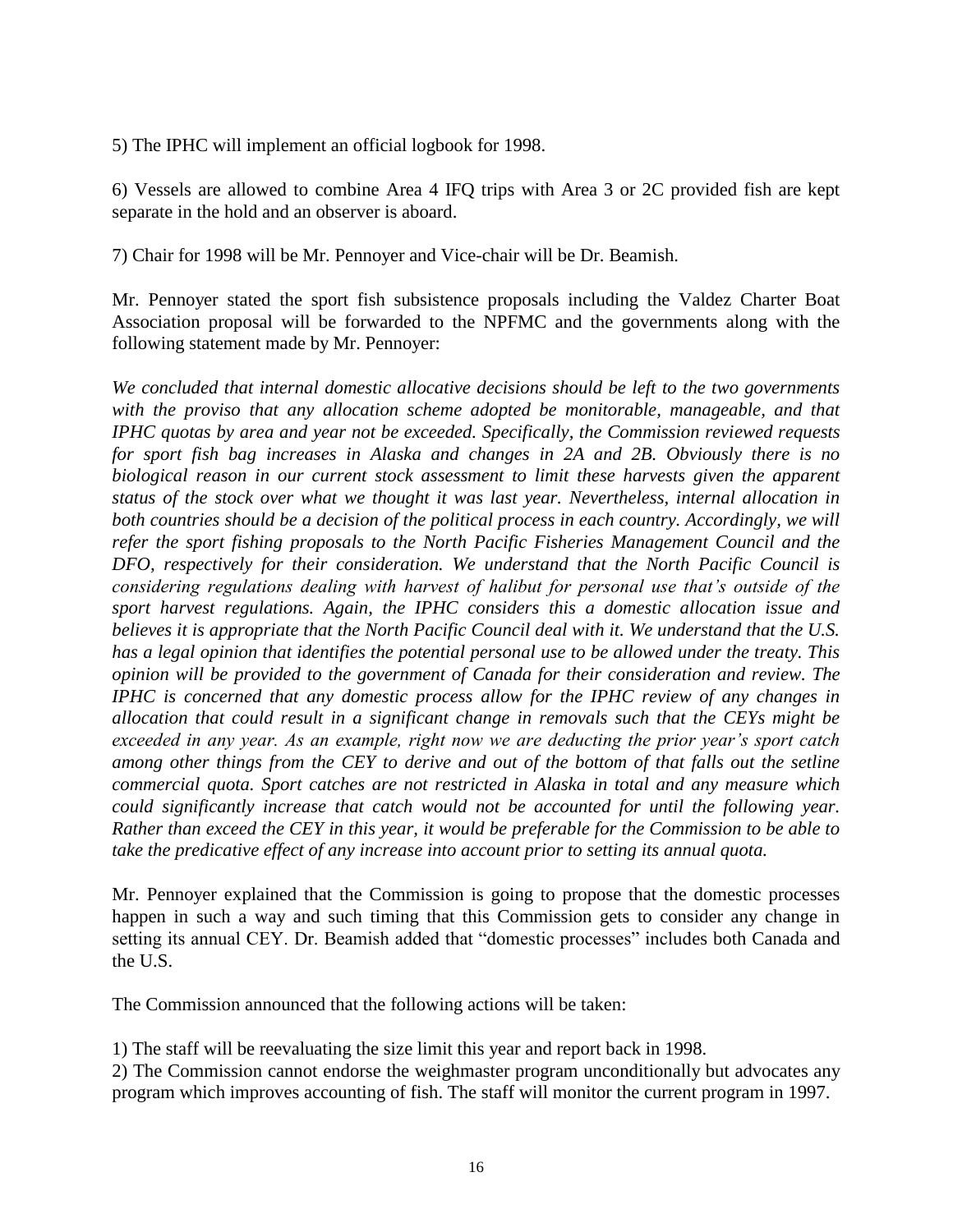5) The IPHC will implement an official logbook for 1998.

6) Vessels are allowed to combine Area 4 IFQ trips with Area 3 or 2C provided fish are kept separate in the hold and an observer is aboard.

7) Chair for 1998 will be Mr. Pennoyer and Vice-chair will be Dr. Beamish.

Mr. Pennoyer stated the sport fish subsistence proposals including the Valdez Charter Boat Association proposal will be forwarded to the NPFMC and the governments along with the following statement made by Mr. Pennoyer:

*We concluded that internal domestic allocative decisions should be left to the two governments with the proviso that any allocation scheme adopted be monitorable, manageable, and that IPHC quotas by area and year not be exceeded. Specifically, the Commission reviewed requests for sport fish bag increases in Alaska and changes in 2A and 2B. Obviously there is no biological reason in our current stock assessment to limit these harvests given the apparent status of the stock over what we thought it was last year. Nevertheless, internal allocation in both countries should be a decision of the political process in each country. Accordingly, we will refer the sport fishing proposals to the North Pacific Fisheries Management Council and the DFO, respectively for their consideration. We understand that the North Pacific Council is considering regulations dealing with harvest of halibut for personal use that's outside of the sport harvest regulations. Again, the IPHC considers this a domestic allocation issue and believes it is appropriate that the North Pacific Council deal with it. We understand that the U.S. has a legal opinion that identifies the potential personal use to be allowed under the treaty. This opinion will be provided to the government of Canada for their consideration and review. The IPHC is concerned that any domestic process allow for the IPHC review of any changes in allocation that could result in a significant change in removals such that the CEYs might be exceeded in any year. As an example, right now we are deducting the prior year's sport catch among other things from the CEY to derive and out of the bottom of that falls out the setline commercial quota. Sport catches are not restricted in Alaska in total and any measure which could significantly increase that catch would not be accounted for until the following year. Rather than exceed the CEY in this year, it would be preferable for the Commission to be able to take the predicative effect of any increase into account prior to setting its annual quota.*

Mr. Pennoyer explained that the Commission is going to propose that the domestic processes happen in such a way and such timing that this Commission gets to consider any change in setting its annual CEY. Dr. Beamish added that "domestic processes" includes both Canada and the U.S.

The Commission announced that the following actions will be taken:

1) The staff will be reevaluating the size limit this year and report back in 1998.
2) The Commission cannot endorse the weighmaster program unconditionally but advocates any program which improves accounting of fish. The staff will monitor the current program in 1997.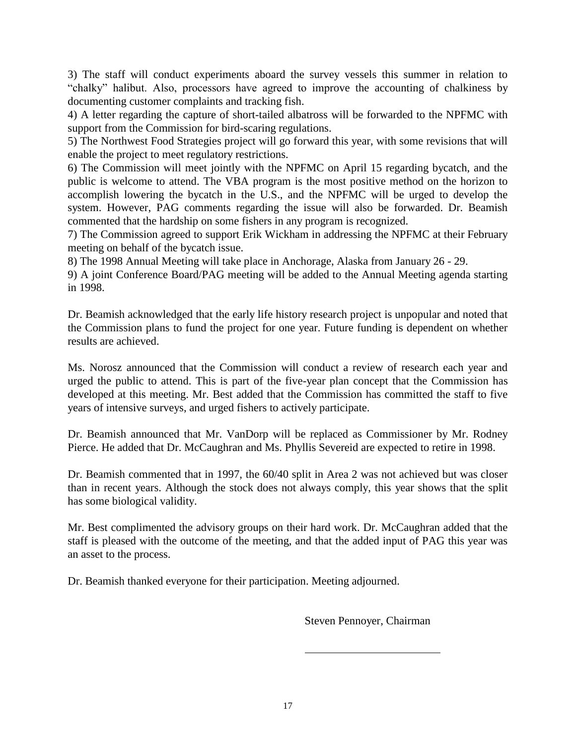3) The staff will conduct experiments aboard the survey vessels this summer in relation to "chalky" halibut. Also, processors have agreed to improve the accounting of chalkiness by documenting customer complaints and tracking fish.

4) A letter regarding the capture of short-tailed albatross will be forwarded to the NPFMC with support from the Commission for bird-scaring regulations.

5) The Northwest Food Strategies project will go forward this year, with some revisions that will enable the project to meet regulatory restrictions.

6) The Commission will meet jointly with the NPFMC on April 15 regarding bycatch, and the public is welcome to attend. The VBA program is the most positive method on the horizon to accomplish lowering the bycatch in the U.S., and the NPFMC will be urged to develop the system. However, PAG comments regarding the issue will also be forwarded. Dr. Beamish commented that the hardship on some fishers in any program is recognized.

7) The Commission agreed to support Erik Wickham in addressing the NPFMC at their February meeting on behalf of the bycatch issue.

8) The 1998 Annual Meeting will take place in Anchorage, Alaska from January 26 - 29.

9) A joint Conference Board/PAG meeting will be added to the Annual Meeting agenda starting in 1998.

Dr. Beamish acknowledged that the early life history research project is unpopular and noted that the Commission plans to fund the project for one year. Future funding is dependent on whether results are achieved.

Ms. Norosz announced that the Commission will conduct a review of research each year and urged the public to attend. This is part of the five-year plan concept that the Commission has developed at this meeting. Mr. Best added that the Commission has committed the staff to five years of intensive surveys, and urged fishers to actively participate.

Dr. Beamish announced that Mr. VanDorp will be replaced as Commissioner by Mr. Rodney Pierce. He added that Dr. McCaughran and Ms. Phyllis Severeid are expected to retire in 1998.

Dr. Beamish commented that in 1997, the 60/40 split in Area 2 was not achieved but was closer than in recent years. Although the stock does not always comply, this year shows that the split has some biological validity.

Mr. Best complimented the advisory groups on their hard work. Dr. McCaughran added that the staff is pleased with the outcome of the meeting, and that the added input of PAG this year was an asset to the process.

Dr. Beamish thanked everyone for their participation. Meeting adjourned.

Steven Pennoyer, Chairman

\_\_\_\_\_\_\_\_\_\_\_\_\_\_\_\_\_\_\_\_\_\_\_\_\_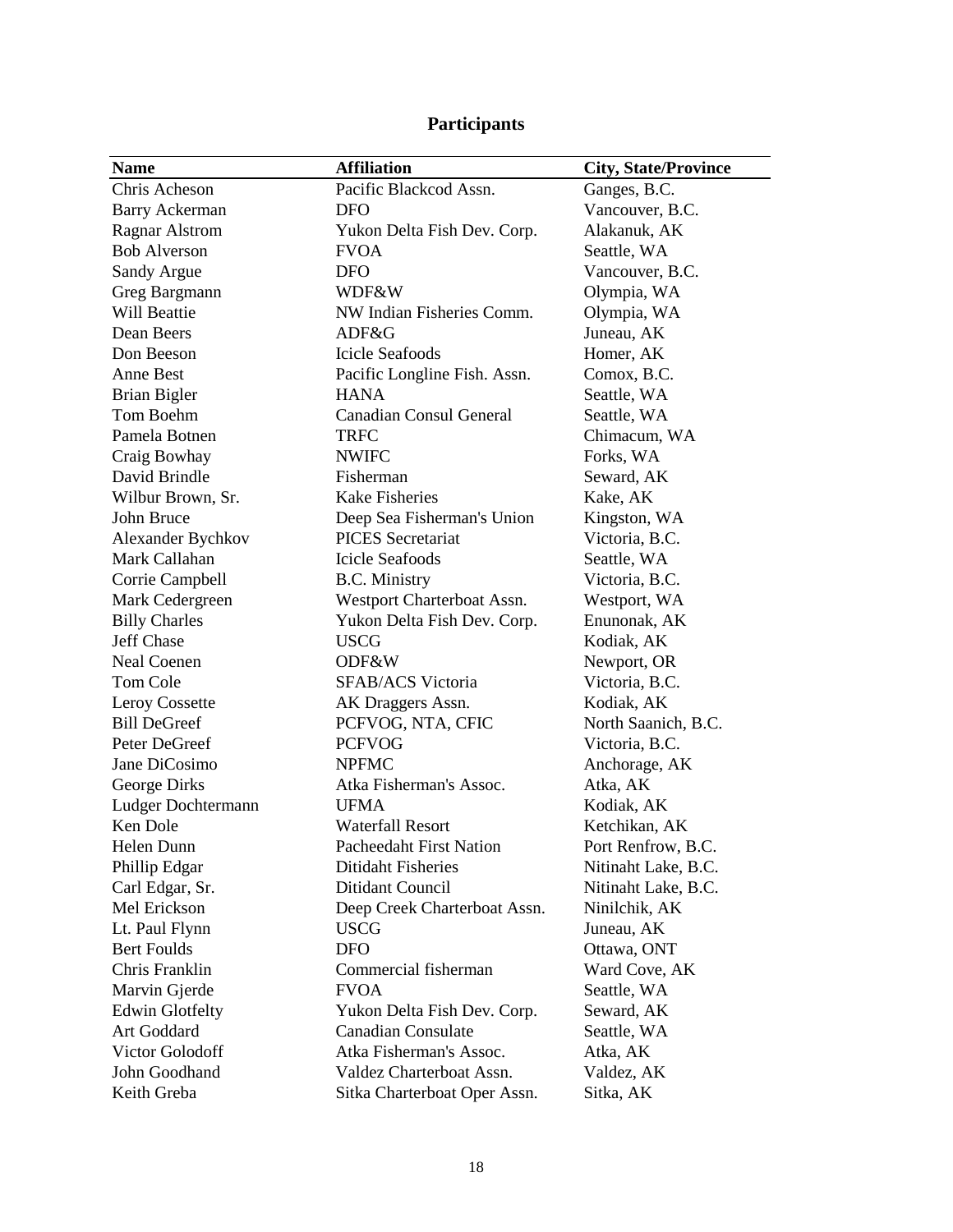## Participants

| Name | Affiliation | City, State/Province |
| --- | --- | --- |
| Chris Acheson | Pacific Blackcod Assn. | Ganges, B.C. |
| Barry Ackerman | DFO | Vancouver, B.C. |
| Ragnar Alstrom | Yukon Delta Fish Dev. Corp. | Alakanuk, AK |
| Bob Alverson | FVOA | Seattle, WA |
| Sandy Argue | DFO | Vancouver, B.C. |
| Greg Bargmann | WDF&W | Olympia, WA |
| Will Beattie | NW Indian Fisheries Comm. | Olympia, WA |
| Dean Beers | ADF&G | Juneau, AK |
| Don Beeson | Icicle Seafoods | Homer, AK |
| Anne Best | Pacific Longline Fish. Assn. | Comox, B.C. |
| Brian Bigler | HANA | Seattle, WA |
| Tom Boehm | Canadian Consul General | Seattle, WA |
| Pamela Botnen | TRFC | Chimacum, WA |
| Craig Bowhay | NWIFC | Forks, WA |
| David Brindle | Fisherman | Seward, AK |
| Wilbur Brown, Sr. | Kake Fisheries | Kake, AK |
| John Bruce | Deep Sea Fisherman's Union | Kingston, WA |
| Alexander Bychkov | PICES Secretariat | Victoria, B.C. |
| Mark Callahan | Icicle Seafoods | Seattle, WA |
| Corrie Campbell | B.C. Ministry | Victoria, B.C. |
| Mark Cedergreen | Westport Charterboat Assn. | Westport, WA |
| Billy Charles | Yukon Delta Fish Dev. Corp. | Enunonak, AK |
| Jeff Chase | USCG | Kodiak, AK |
| Neal Coenen | ODF&W | Newport, OR |
| Tom Cole | SFAB/ACS Victoria | Victoria, B.C. |
| Leroy Cossette | AK Draggers Assn. | Kodiak, AK |
| Bill DeGreef | PCFVOG, NTA, CFIC | North Saanich, B.C. |
| Peter DeGreef | PCFVOG | Victoria, B.C. |
| Jane DiCosimo | NPFMC | Anchorage, AK |
| George Dirks | Atka Fisherman's Assoc. | Atka, AK |
| Ludger Dochtermann | UFMA | Kodiak, AK |
| Ken Dole | Waterfall Resort | Ketchikan, AK |
| Helen Dunn | Pacheedaht First Nation | Port Renfrow, B.C. |
| Phillip Edgar | Ditidaht Fisheries | Nitinaht Lake, B.C. |
| Carl Edgar, Sr. | Ditidant Council | Nitinaht Lake, B.C. |
| Mel Erickson | Deep Creek Charterboat Assn. | Ninilchik, AK |
| Lt. Paul Flynn | USCG | Juneau, AK |
| Bert Foulds | DFO | Ottawa, ONT |
| Chris Franklin | Commercial fisherman | Ward Cove, AK |
| Marvin Gjerde | FVOA | Seattle, WA |
| Edwin Glotfelty | Yukon Delta Fish Dev. Corp. | Seward, AK |
| Art Goddard | Canadian Consulate | Seattle, WA |
| Victor Golodoff | Atka Fisherman's Assoc. | Atka, AK |
| John Goodhand | Valdez Charterboat Assn. | Valdez, AK |
| Keith Greba | Sitka Charterboat Oper Assn. | Sitka, AK |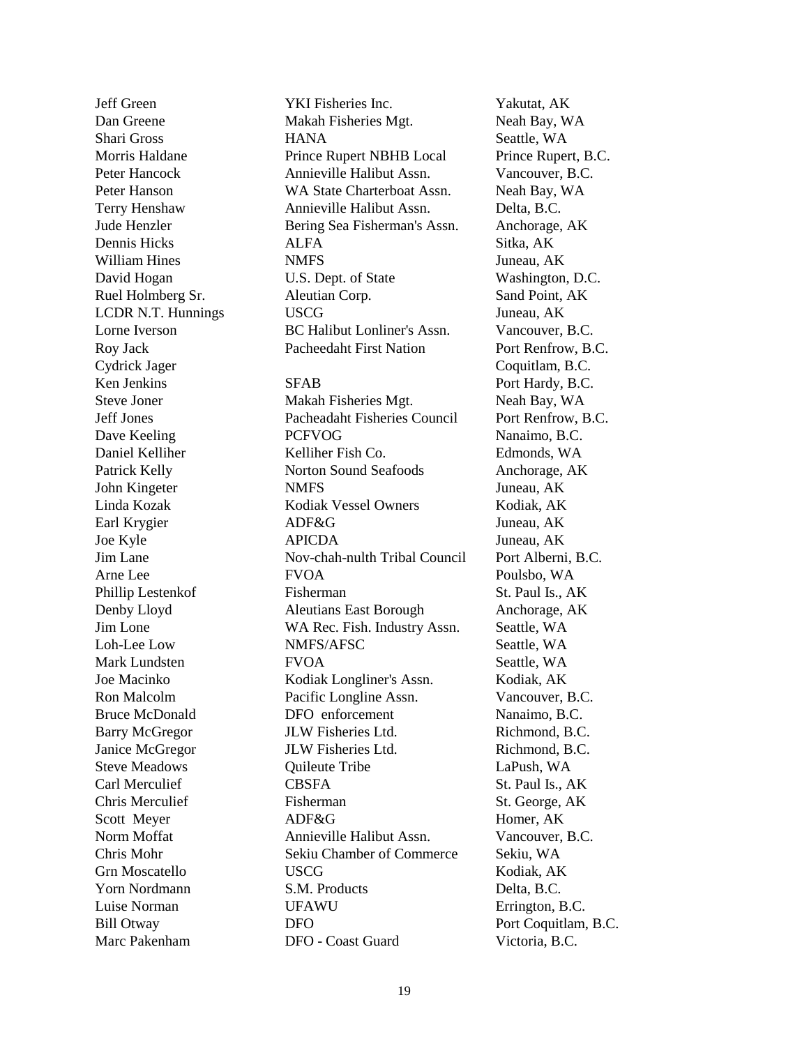| | | |
|---|---|---|
| Jeff Green | YKI Fisheries Inc. | Yakutat, AK |
| Dan Greene | Makah Fisheries Mgt. | Neah Bay, WA |
| Shari Gross | HANA | Seattle, WA |
| Morris Haldane | Prince Rupert NBHB Local | Prince Rupert, B.C. |
| Peter Hancock | Annieville Halibut Assn. | Vancouver, B.C. |
| Peter Hanson | WA State Charterboat Assn. | Neah Bay, WA |
| Terry Henshaw | Annieville Halibut Assn. | Delta, B.C. |
| Jude Henzler | Bering Sea Fisherman's Assn. | Anchorage, AK |
| Dennis Hicks | ALFA | Sitka, AK |
| William Hines | NMFS | Juneau, AK |
| David Hogan | U.S. Dept. of State | Washington, D.C. |
| Ruel Holmberg Sr. | Aleutian Corp. | Sand Point, AK |
| LCDR N.T. Hunnings | USCG | Juneau, AK |
| Lorne Iverson | BC Halibut Lonliner's Assn. | Vancouver, B.C. |
| Roy Jack | Pacheedaht First Nation | Port Renfrow, B.C. |
| Cydrick Jager | | Coquitlam, B.C. |
| Ken Jenkins | SFAB | Port Hardy, B.C. |
| Steve Joner | Makah Fisheries Mgt. | Neah Bay, WA |
| Jeff Jones | Pacheadaht Fisheries Council | Port Renfrow, B.C. |
| Dave Keeling | PCFVOG | Nanaimo, B.C. |
| Daniel Kelliher | Kelliher Fish Co. | Edmonds, WA |
| Patrick Kelly | Norton Sound Seafoods | Anchorage, AK |
| John Kingeter | NMFS | Juneau, AK |
| Linda Kozak | Kodiak Vessel Owners | Kodiak, AK |
| Earl Krygier | ADF&G | Juneau, AK |
| Joe Kyle | APICDA | Juneau, AK |
| Jim Lane | Nov-chah-nulth Tribal Council | Port Alberni, B.C. |
| Arne Lee | FVOA | Poulsbo, WA |
| Phillip Lestenkof | Fisherman | St. Paul Is., AK |
| Denby Lloyd | Aleutians East Borough | Anchorage, AK |
| Jim Lone | WA Rec. Fish. Industry Assn. | Seattle, WA |
| Loh-Lee Low | NMFS/AFSC | Seattle, WA |
| Mark Lundsten | FVOA | Seattle, WA |
| Joe Macinko | Kodiak Longliner's Assn. | Kodiak, AK |
| Ron Malcolm | Pacific Longline Assn. | Vancouver, B.C. |
| Bruce McDonald | DFO enforcement | Nanaimo, B.C. |
| Barry McGregor | JLW Fisheries Ltd. | Richmond, B.C. |
| Janice McGregor | JLW Fisheries Ltd. | Richmond, B.C. |
| Steve Meadows | Quileute Tribe | LaPush, WA |
| Carl Merculief | CBSFA | St. Paul Is., AK |
| Chris Merculief | Fisherman | St. George, AK |
| Scott Meyer | ADF&G | Homer, AK |
| Norm Moffat | Annieville Halibut Assn. | Vancouver, B.C. |
| Chris Mohr | Sekiu Chamber of Commerce | Sekiu, WA |
| Grn Moscatello | USCG | Kodiak, AK |
| Yorn Nordmann | S.M. Products | Delta, B.C. |
| Luise Norman | UFAWU | Errington, B.C. |
| Bill Otway | DFO | Port Coquitlam, B.C. |
| Marc Pakenham | DFO - Coast Guard | Victoria, B.C. |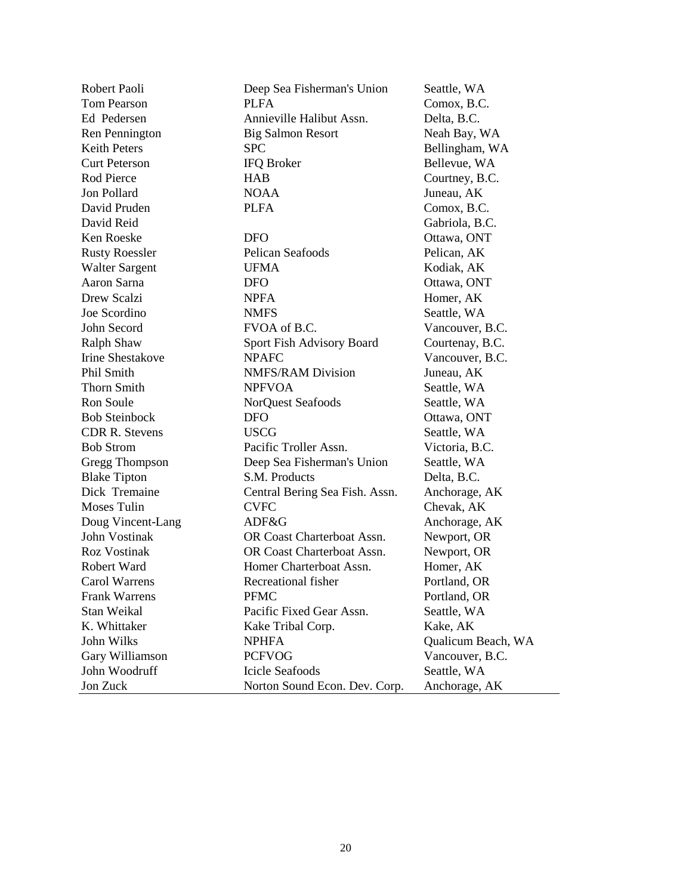| | | |
|---|---|---|
| Robert Paoli | Deep Sea Fisherman's Union | Seattle, WA |
| Tom Pearson | PLFA | Comox, B.C. |
| Ed Pedersen | Annieville Halibut Assn. | Delta, B.C. |
| Ren Pennington | Big Salmon Resort | Neah Bay, WA |
| Keith Peters | SPC | Bellingham, WA |
| Curt Peterson | IFQ Broker | Bellevue, WA |
| Rod Pierce | HAB | Courtney, B.C. |
| Jon Pollard | NOAA | Juneau, AK |
| David Pruden | PLFA | Comox, B.C. |
| David Reid | | Gabriola, B.C. |
| Ken Roeske | DFO | Ottawa, ONT |
| Rusty Roessler | Pelican Seafoods | Pelican, AK |
| Walter Sargent | UFMA | Kodiak, AK |
| Aaron Sarna | DFO | Ottawa, ONT |
| Drew Scalzi | NPFA | Homer, AK |
| Joe Scordino | NMFS | Seattle, WA |
| John Secord | FVOA of B.C. | Vancouver, B.C. |
| Ralph Shaw | Sport Fish Advisory Board | Courtenay, B.C. |
| Irine Shestakove | NPAFC | Vancouver, B.C. |
| Phil Smith | NMFS/RAM Division | Juneau, AK |
| Thorn Smith | NPFVOA | Seattle, WA |
| Ron Soule | NorQuest Seafoods | Seattle, WA |
| Bob Steinbock | DFO | Ottawa, ONT |
| CDR R. Stevens | USCG | Seattle, WA |
| Bob Strom | Pacific Troller Assn. | Victoria, B.C. |
| Gregg Thompson | Deep Sea Fisherman's Union | Seattle, WA |
| Blake Tipton | S.M. Products | Delta, B.C. |
| Dick Tremaine | Central Bering Sea Fish. Assn. | Anchorage, AK |
| Moses Tulin | CVFC | Chevak, AK |
| Doug Vincent-Lang | ADF&G | Anchorage, AK |
| John Vostinak | OR Coast Charterboat Assn. | Newport, OR |
| Roz Vostinak | OR Coast Charterboat Assn. | Newport, OR |
| Robert Ward | Homer Charterboat Assn. | Homer, AK |
| Carol Warrens | Recreational fisher | Portland, OR |
| Frank Warrens | PFMC | Portland, OR |
| Stan Weikal | Pacific Fixed Gear Assn. | Seattle, WA |
| K. Whittaker | Kake Tribal Corp. | Kake, AK |
| John Wilks | NPHFA | Qualicum Beach, WA |
| Gary Williamson | PCFVOG | Vancouver, B.C. |
| John Woodruff | Icicle Seafoods | Seattle, WA |
| Jon Zuck | Norton Sound Econ. Dev. Corp. | Anchorage, AK |